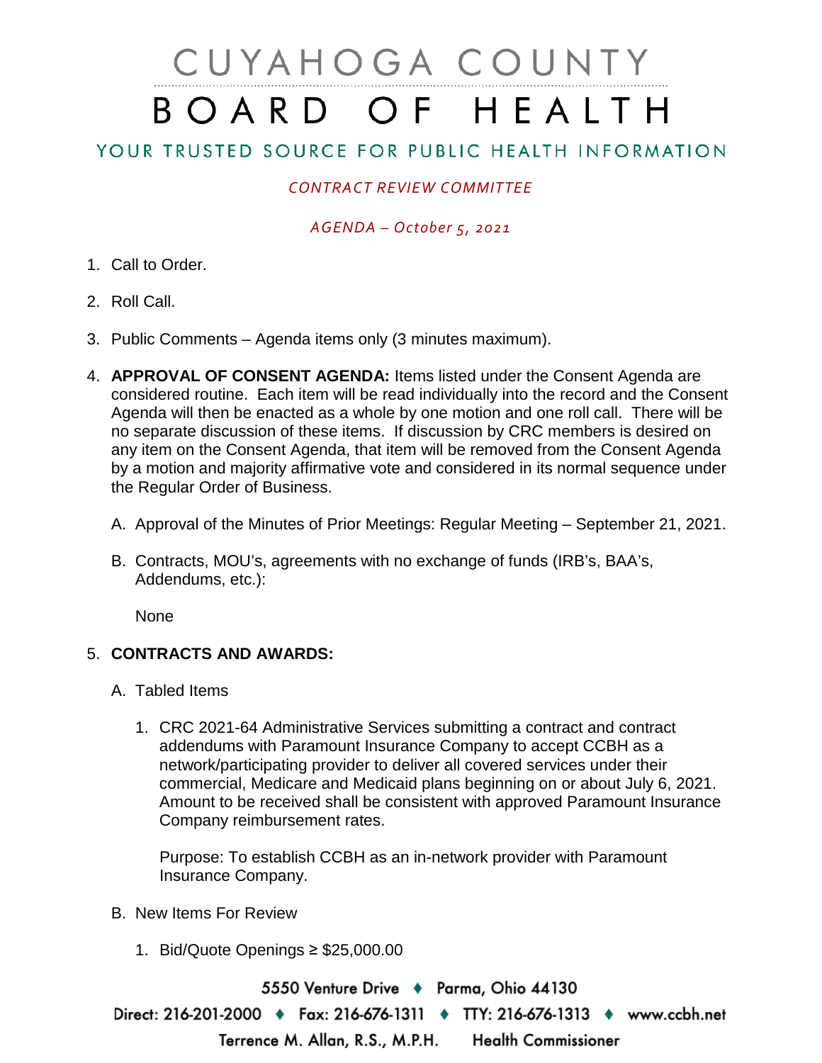# CUYAHOGA COUNTY BOARD OF HEALTH

## YOUR TRUSTED SOURCE FOR PUBLIC HEALTH INFORMATION

*CONTRACT REVIEW COMMITTEE*

*AGENDA – October 5, 2021*

1. Call to Order.

2. Roll Call.

3. Public Comments – Agenda items only (3 minutes maximum).

4. **APPROVAL OF CONSENT AGENDA:** Items listed under the Consent Agenda are considered routine. Each item will be read individually into the record and the Consent Agenda will then be enacted as a whole by one motion and one roll call. There will be no separate discussion of these items. If discussion by CRC members is desired on any item on the Consent Agenda, that item will be removed from the Consent Agenda by a motion and majority affirmative vote and considered in its normal sequence under the Regular Order of Business.

   A. Approval of the Minutes of Prior Meetings: Regular Meeting – September 21, 2021.

   B. Contracts, MOU's, agreements with no exchange of funds (IRB's, BAA's, Addendums, etc.):

      None

5. **CONTRACTS AND AWARDS:**

   A. Tabled Items

      1. CRC 2021-64 Administrative Services submitting a contract and contract addendums with Paramount Insurance Company to accept CCBH as a network/participating provider to deliver all covered services under their commercial, Medicare and Medicaid plans beginning on or about July 6, 2021. Amount to be received shall be consistent with approved Paramount Insurance Company reimbursement rates.

         Purpose: To establish CCBH as an in-network provider with Paramount Insurance Company.

   B. New Items For Review

      1. Bid/Quote Openings ≥ $25,000.00

5550 Venture Drive ♦ Parma, Ohio 44130

Direct: 216-201-2000 ♦ Fax: 216-676-1311 ♦ TTY: 216-676-1313 ♦ www.ccbh.net

Terrence M. Allan, R.S., M.P.H. Health Commissioner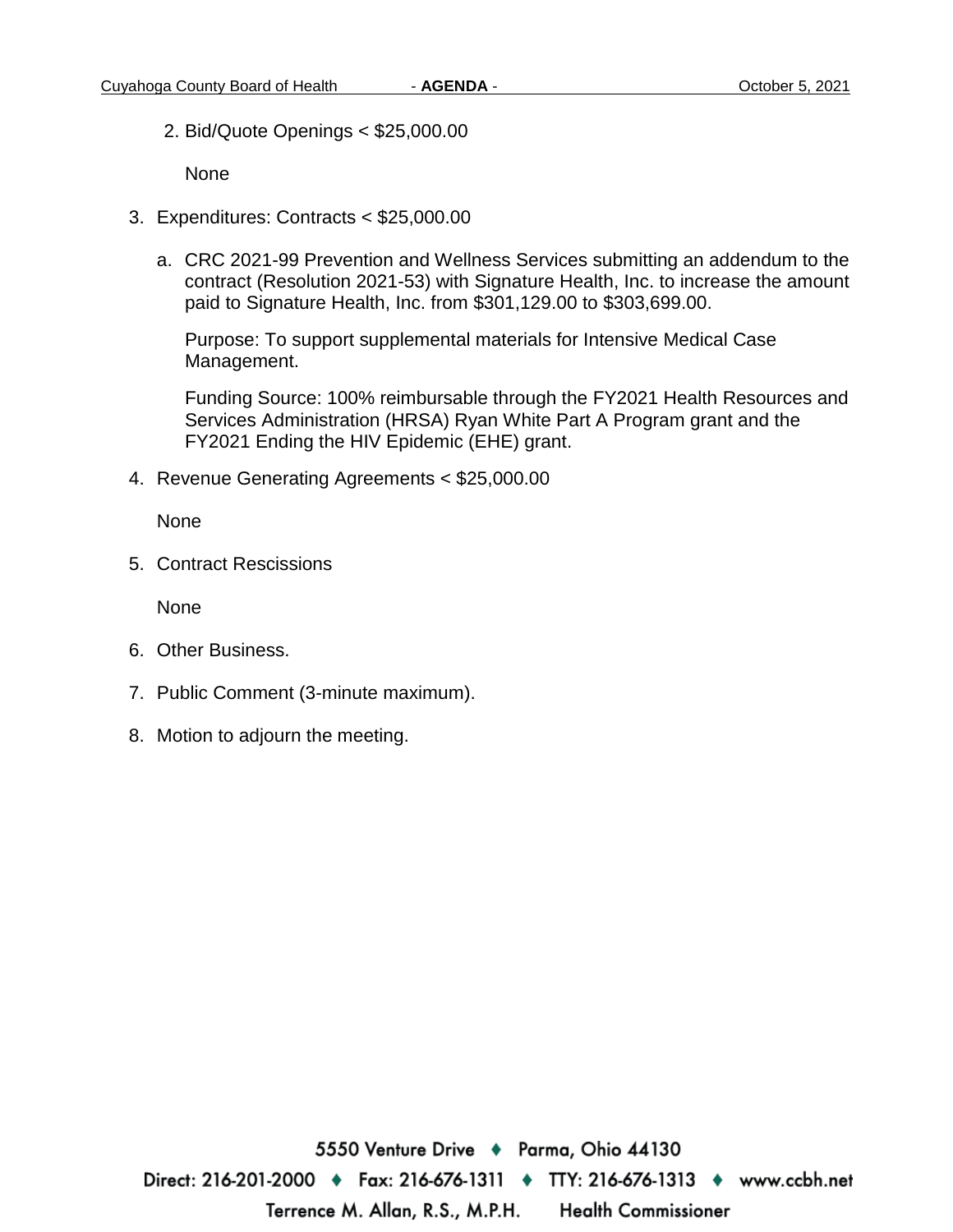2. Bid/Quote Openings < $25,000.00

   None

3. Expenditures: Contracts < $25,000.00

   a. CRC 2021-99 Prevention and Wellness Services submitting an addendum to the contract (Resolution 2021-53) with Signature Health, Inc. to increase the amount paid to Signature Health, Inc. from $301,129.00 to $303,699.00.

      Purpose: To support supplemental materials for Intensive Medical Case Management.

      Funding Source: 100% reimbursable through the FY2021 Health Resources and Services Administration (HRSA) Ryan White Part A Program grant and the FY2021 Ending the HIV Epidemic (EHE) grant.

4. Revenue Generating Agreements < $25,000.00

   None

5. Contract Rescissions

   None

6. Other Business.

7. Public Comment (3-minute maximum).

8. Motion to adjourn the meeting.

5550 Venture Drive ♦ Parma, Ohio 44130

Direct: 216-201-2000 ♦ Fax: 216-676-1311 ♦ TTY: 216-676-1313 ♦ www.ccbh.net

Terrence M. Allan, R.S., M.P.H. Health Commissioner